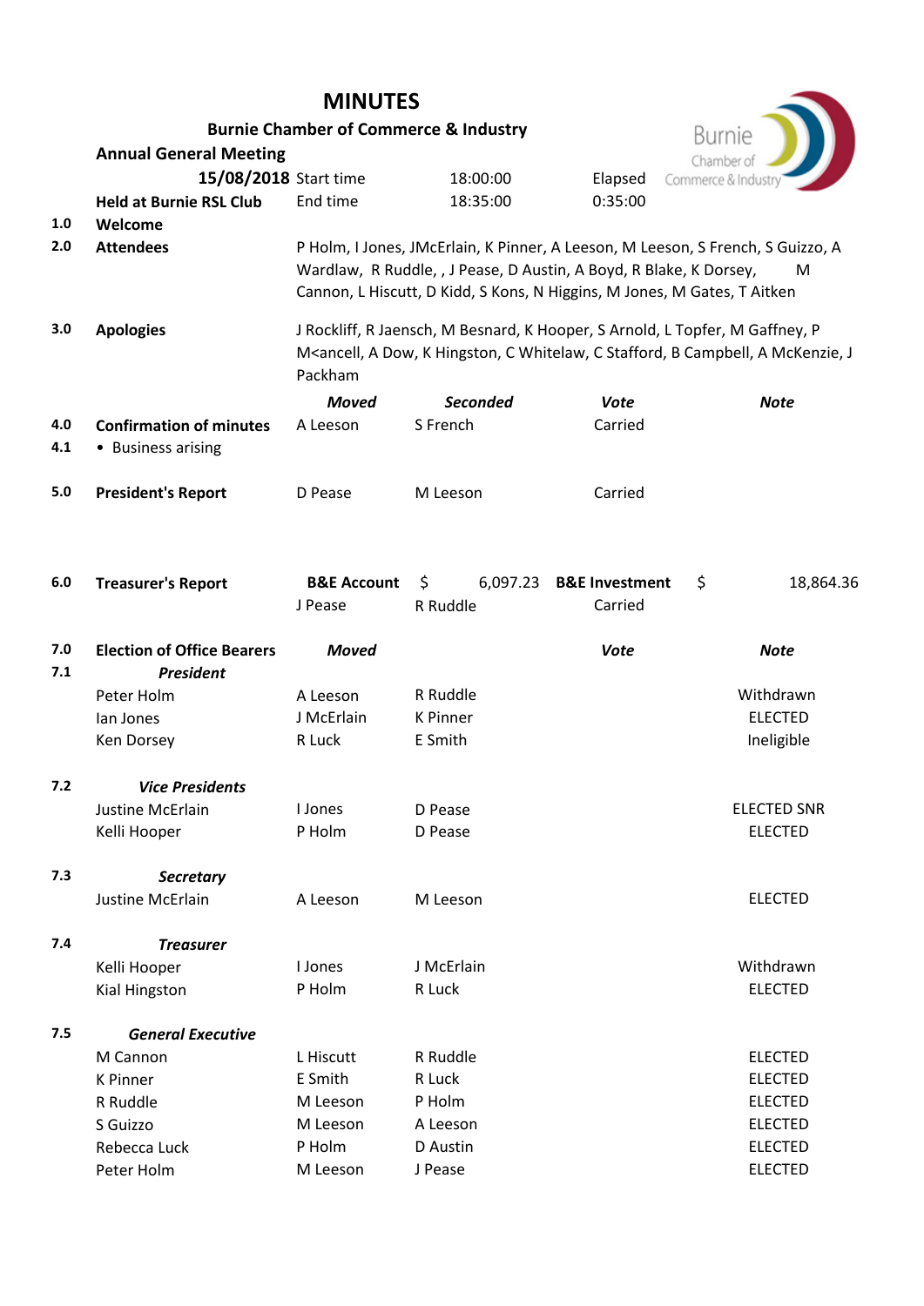# MINUTES

**Burnie Chamber of Commerce & Industry**

**Annual General Meeting**

| | | | | | | |
|---|---|---|---|---|---|---|
| | **15/08/2018** | Start time | 18:00:00 | Elapsed | | |
| | **Held at Burnie RSL Club** | End time | 18:35:00 | 0:35:00 | | |
| 1.0 | **Welcome** | | | | | |
| 2.0 | **Attendees** | P Holm, I Jones, JMcErlain, K Pinner, A Leeson, M Leeson, S French, S Guizzo, A Wardlaw, R Ruddle, , J Pease, D Austin, A Boyd, R Blake, K Dorsey, M Cannon, L Hiscutt, D Kidd, S Kons, N Higgins, M Jones, M Gates, T Aitken | | | | |
| 3.0 | **Apologies** | J Rockliff, R Jaensch, M Besnard, K Hooper, S Arnold, L Topfer, M Gaffney, P M<ancell, A Dow, K Hingston, C Whitelaw, C Stafford, B Campbell, A McKenzie, J Packham | | | | |
| | | ***Moved*** | ***Seconded*** | ***Vote*** | ***Note*** | |
| 4.0 | **Confirmation of minutes** | A Leeson | S French | Carried | | |
| 4.1 | • Business arising | | | | | |
| 5.0 | **President's Report** | D Pease | M Leeson | Carried | | |
| 6.0 | **Treasurer's Report** | **B&E Account** | $ 6,097.23 | **B&E Investment** | $ | 18,864.36 |
| | | J Pease | R Ruddle | Carried | | |
| 7.0 | **Election of Office Bearers** | ***Moved*** | | ***Vote*** | ***Note*** | |
| 7.1 | ***President*** | | | | | |
| | Peter Holm | A Leeson | R Ruddle | | Withdrawn | |
| | Ian Jones | J McErlain | K Pinner | | ELECTED | |
| | Ken Dorsey | R Luck | E Smith | | Ineligible | |
| 7.2 | ***Vice Presidents*** | | | | | |
| | Justine McErlain | I Jones | D Pease | | ELECTED SNR | |
| | Kelli Hooper | P Holm | D Pease | | ELECTED | |
| 7.3 | ***Secretary*** | | | | | |
| | Justine McErlain | A Leeson | M Leeson | | ELECTED | |
| 7.4 | ***Treasurer*** | | | | | |
| | Kelli Hooper | I Jones | J McErlain | | Withdrawn | |
| | Kial Hingston | P Holm | R Luck | | ELECTED | |
| 7.5 | ***General Executive*** | | | | | |
| | M Cannon | L Hiscutt | R Ruddle | | ELECTED | |
| | K Pinner | E Smith | R Luck | | ELECTED | |
| | R Ruddle | M Leeson | P Holm | | ELECTED | |
| | S Guizzo | M Leeson | A Leeson | | ELECTED | |
| | Rebecca Luck | P Holm | D Austin | | ELECTED | |
| | Peter Holm | M Leeson | J Pease | | ELECTED | |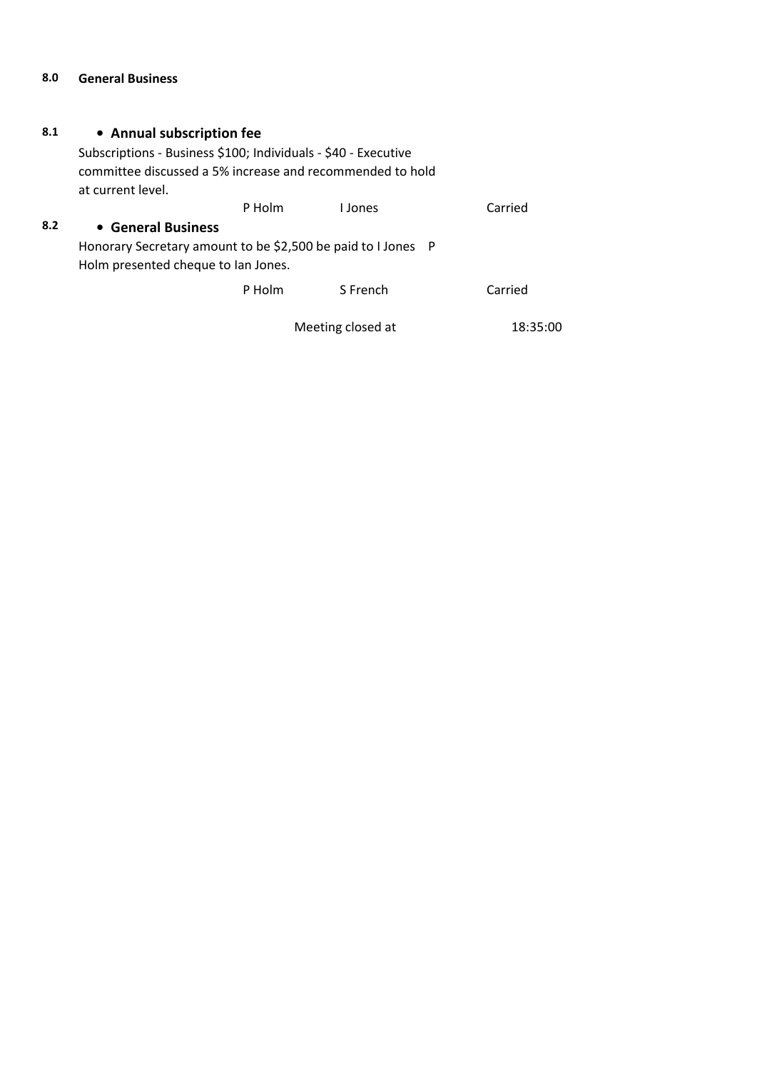## 8.0 General Business

### 8.1 • Annual subscription fee

Subscriptions - Business $100; Individuals - $40 - Executive committee discussed a 5% increase and recommended to hold at current level.

| | | |
|---|---|---|
| P Holm | I Jones | Carried |

### 8.2 • General Business

Honorary Secretary amount to be $2,500 be paid to I Jones P Holm presented cheque to Ian Jones.

| | | |
|---|---|---|
| P Holm | S French | Carried |

Meeting closed at 18:35:00